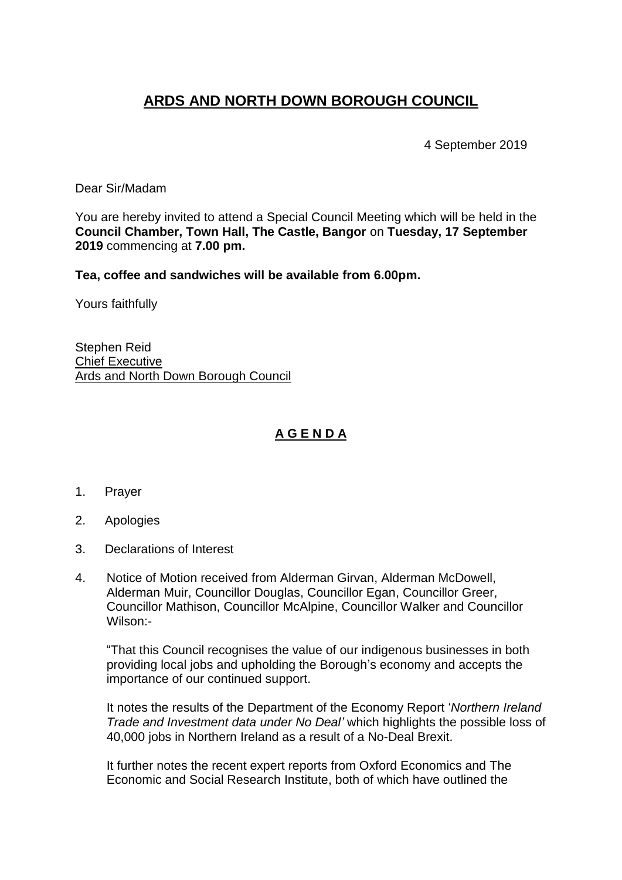# ARDS AND NORTH DOWN BOROUGH COUNCIL

4 September 2019

Dear Sir/Madam

You are hereby invited to attend a Special Council Meeting which will be held in the **Council Chamber, Town Hall, The Castle, Bangor** on **Tuesday, 17 September 2019** commencing at **7.00 pm.**

**Tea, coffee and sandwiches will be available from 6.00pm.**

Yours faithfully

Stephen Reid
Chief Executive
Ards and North Down Borough Council

## A G E N D A

1. Prayer

2. Apologies

3. Declarations of Interest

4. Notice of Motion received from Alderman Girvan, Alderman McDowell, Alderman Muir, Councillor Douglas, Councillor Egan, Councillor Greer, Councillor Mathison, Councillor McAlpine, Councillor Walker and Councillor Wilson:-

   "That this Council recognises the value of our indigenous businesses in both providing local jobs and upholding the Borough's economy and accepts the importance of our continued support.

   It notes the results of the Department of the Economy Report '*Northern Ireland Trade and Investment data under No Deal'* which highlights the possible loss of 40,000 jobs in Northern Ireland as a result of a No-Deal Brexit.

   It further notes the recent expert reports from Oxford Economics and The Economic and Social Research Institute, both of which have outlined the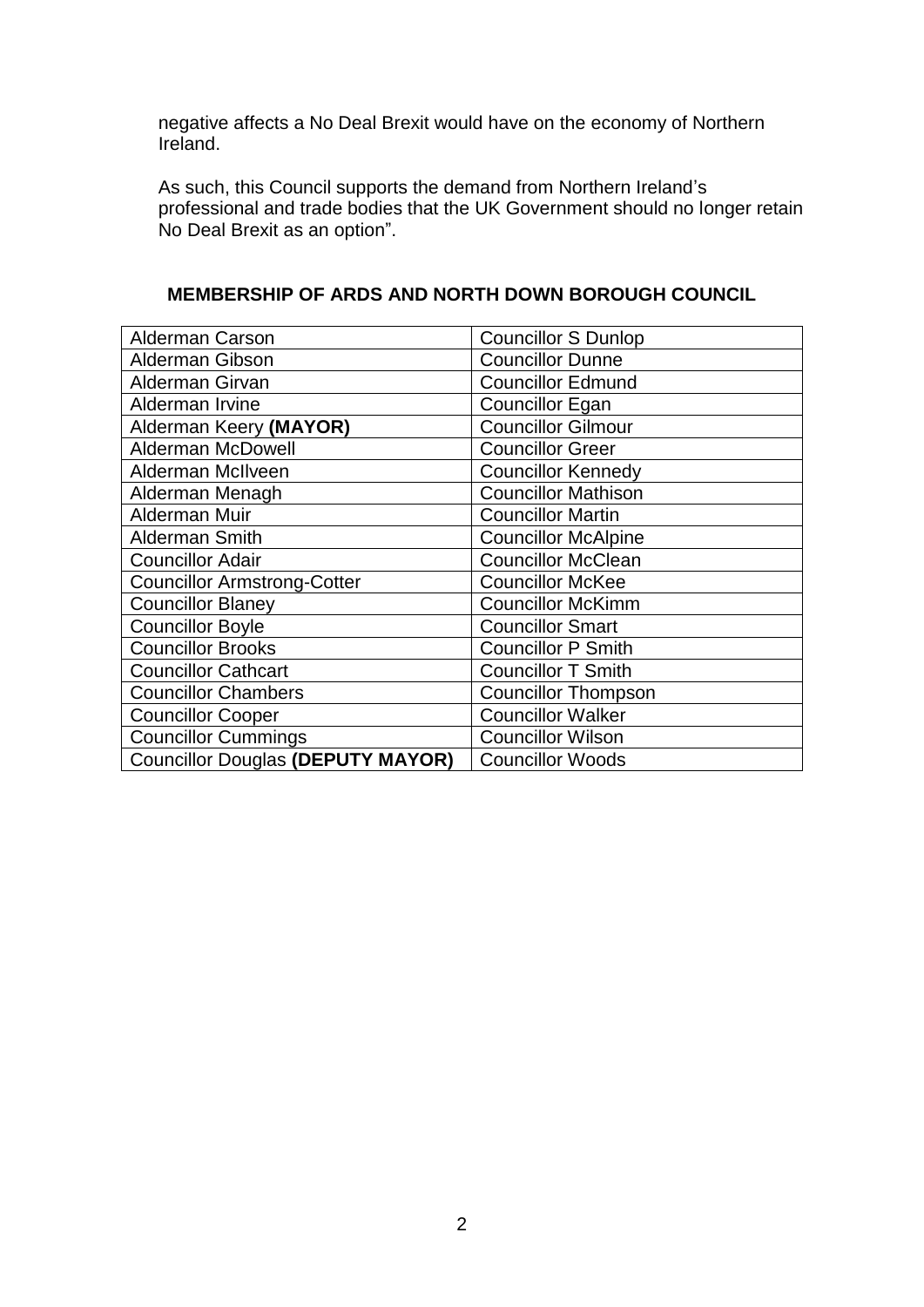negative affects a No Deal Brexit would have on the economy of Northern Ireland.

As such, this Council supports the demand from Northern Ireland's professional and trade bodies that the UK Government should no longer retain No Deal Brexit as an option".

## MEMBERSHIP OF ARDS AND NORTH DOWN BOROUGH COUNCIL

| | |
|---|---|
| Alderman Carson | Councillor S Dunlop |
| Alderman Gibson | Councillor Dunne |
| Alderman Girvan | Councillor Edmund |
| Alderman Irvine | Councillor Egan |
| Alderman Keery **(MAYOR)** | Councillor Gilmour |
| Alderman McDowell | Councillor Greer |
| Alderman McIlveen | Councillor Kennedy |
| Alderman Menagh | Councillor Mathison |
| Alderman Muir | Councillor Martin |
| Alderman Smith | Councillor McAlpine |
| Councillor Adair | Councillor McClean |
| Councillor Armstrong-Cotter | Councillor McKee |
| Councillor Blaney | Councillor McKimm |
| Councillor Boyle | Councillor Smart |
| Councillor Brooks | Councillor P Smith |
| Councillor Cathcart | Councillor T Smith |
| Councillor Chambers | Councillor Thompson |
| Councillor Cooper | Councillor Walker |
| Councillor Cummings | Councillor Wilson |
| Councillor Douglas **(DEPUTY MAYOR)** | Councillor Woods |